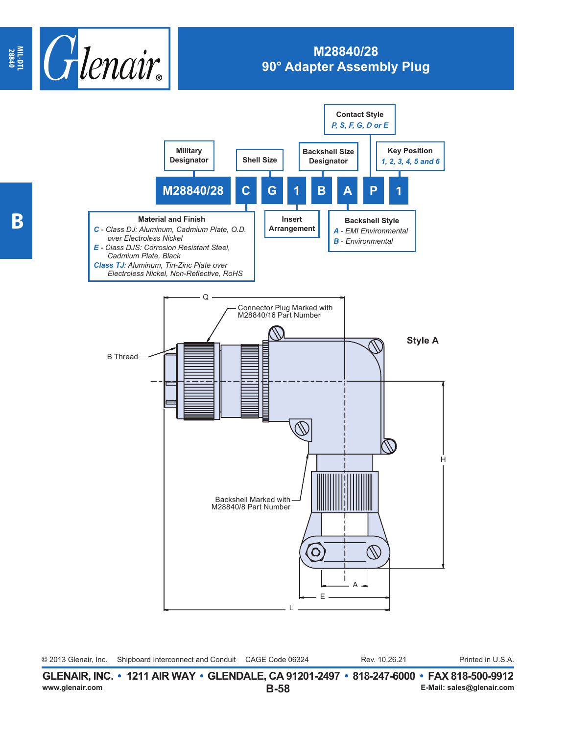# M28840/28
## 90° Adapter Assembly Plug

M28840/28 C G 1 B A P 1

- **Military Designator**: M28840/28
- **Material and Finish**: C
  - *C* - Class DJ: Aluminum, Cadmium Plate, O.D. over Electroless Nickel
  - *E* - Class DJS: Corrosion Resistant Steel, Cadmium Plate, Black
  - *Class TJ*: Aluminum, Tin-Zinc Plate over Electroless Nickel, Non-Reflective, RoHS
- **Shell Size**: G
- **Insert Arrangement**: 1
- **Backshell Size Designator**: B
- **Backshell Style**: A
  - *A* - EMI Environmental
  - *B* - Environmental
- **Contact Style**: P — *P, S, F, G, D or E*
- **Key Position**: 1 — *1, 2, 3, 4, 5 and 6*

**Style A**

Q

Connector Plug Marked with M28840/16 Part Number

B Thread

Backshell Marked with M28840/8 Part Number

H

A

E

L

© 2013 Glenair, Inc. Shipboard Interconnect and Conduit CAGE Code 06324 Rev. 10.26.21 Printed in U.S.A.

**GLENAIR, INC. • 1211 AIR WAY • GLENDALE, CA 91201-2497 • 818-247-6000 • FAX 818-500-9912**

www.glenair.com E-Mail: sales@glenair.com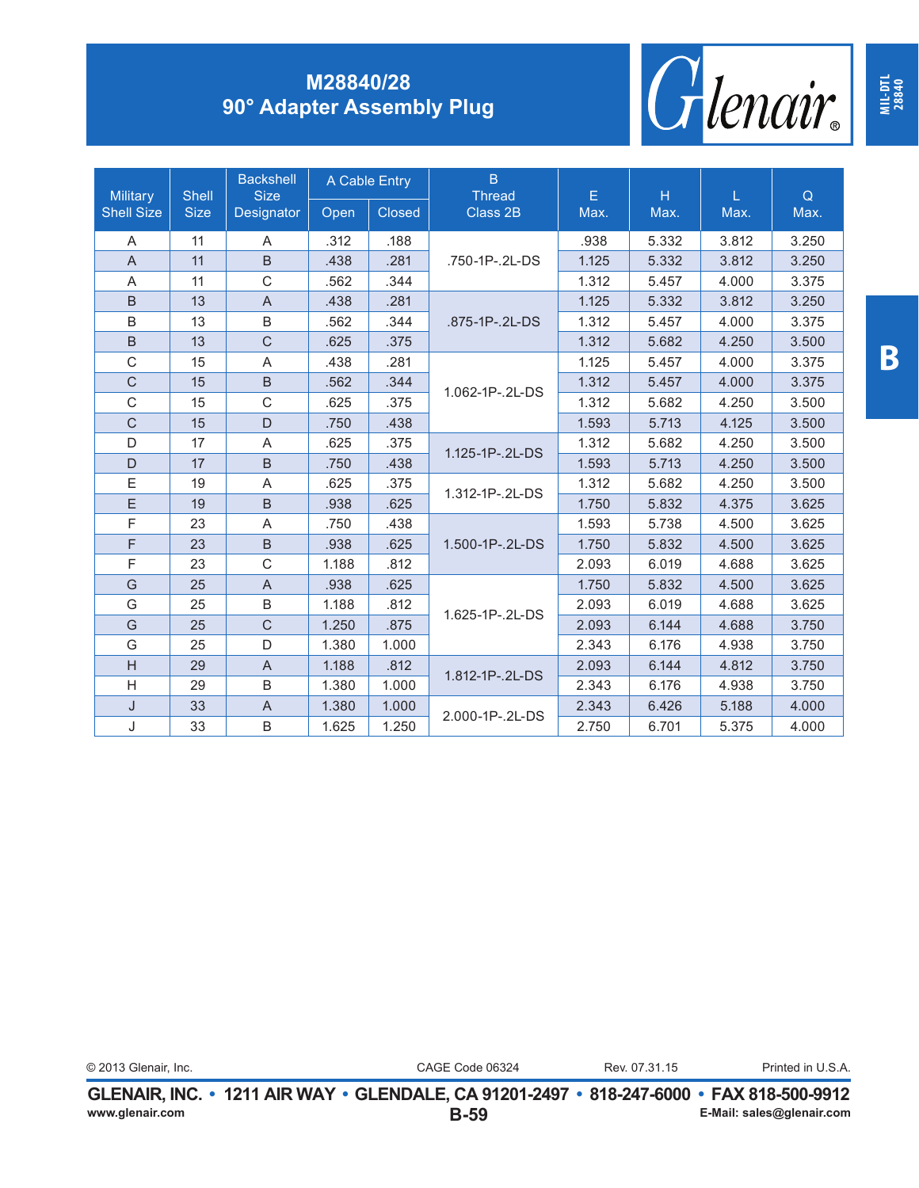# M28840/28
## 90° Adapter Assembly Plug

| Military Shell Size | Shell Size | Backshell Size Designator | A Cable Entry | | B Thread Class 2B | E Max. | H Max. | L Max. | Q Max. |
|---|---|---|---|---|---|---|---|---|---|
| | | | Open | Closed | | | | | |
| A | 11 | A | .312 | .188 | .750-1P-.2L-DS | .938 | 5.332 | 3.812 | 3.250 |
| A | 11 | B | .438 | .281 | | 1.125 | 5.332 | 3.812 | 3.250 |
| A | 11 | C | .562 | .344 | | 1.312 | 5.457 | 4.000 | 3.375 |
| B | 13 | A | .438 | .281 | .875-1P-.2L-DS | 1.125 | 5.332 | 3.812 | 3.250 |
| B | 13 | B | .562 | .344 | | 1.312 | 5.457 | 4.000 | 3.375 |
| B | 13 | C | .625 | .375 | | 1.312 | 5.682 | 4.250 | 3.500 |
| C | 15 | A | .438 | .281 | 1.062-1P-.2L-DS | 1.125 | 5.457 | 4.000 | 3.375 |
| C | 15 | B | .562 | .344 | | 1.312 | 5.457 | 4.000 | 3.375 |
| C | 15 | C | .625 | .375 | | 1.312 | 5.682 | 4.250 | 3.500 |
| C | 15 | D | .750 | .438 | | 1.593 | 5.713 | 4.125 | 3.500 |
| D | 17 | A | .625 | .375 | 1.125-1P-.2L-DS | 1.312 | 5.682 | 4.250 | 3.500 |
| D | 17 | B | .750 | .438 | | 1.593 | 5.713 | 4.250 | 3.500 |
| E | 19 | A | .625 | .375 | 1.312-1P-.2L-DS | 1.312 | 5.682 | 4.250 | 3.500 |
| E | 19 | B | .938 | .625 | | 1.750 | 5.832 | 4.375 | 3.625 |
| F | 23 | A | .750 | .438 | 1.500-1P-.2L-DS | 1.593 | 5.738 | 4.500 | 3.625 |
| F | 23 | B | .938 | .625 | | 1.750 | 5.832 | 4.500 | 3.625 |
| F | 23 | C | 1.188 | .812 | | 2.093 | 6.019 | 4.688 | 3.625 |
| G | 25 | A | .938 | .625 | 1.625-1P-.2L-DS | 1.750 | 5.832 | 4.500 | 3.625 |
| G | 25 | B | 1.188 | .812 | | 2.093 | 6.019 | 4.688 | 3.625 |
| G | 25 | C | 1.250 | .875 | | 2.093 | 6.144 | 4.688 | 3.750 |
| G | 25 | D | 1.380 | 1.000 | | 2.343 | 6.176 | 4.938 | 3.750 |
| H | 29 | A | 1.188 | .812 | 1.812-1P-.2L-DS | 2.093 | 6.144 | 4.812 | 3.750 |
| H | 29 | B | 1.380 | 1.000 | | 2.343 | 6.176 | 4.938 | 3.750 |
| J | 33 | A | 1.380 | 1.000 | 2.000-1P-.2L-DS | 2.343 | 6.426 | 5.188 | 4.000 |
| J | 33 | B | 1.625 | 1.250 | | 2.750 | 6.701 | 5.375 | 4.000 |